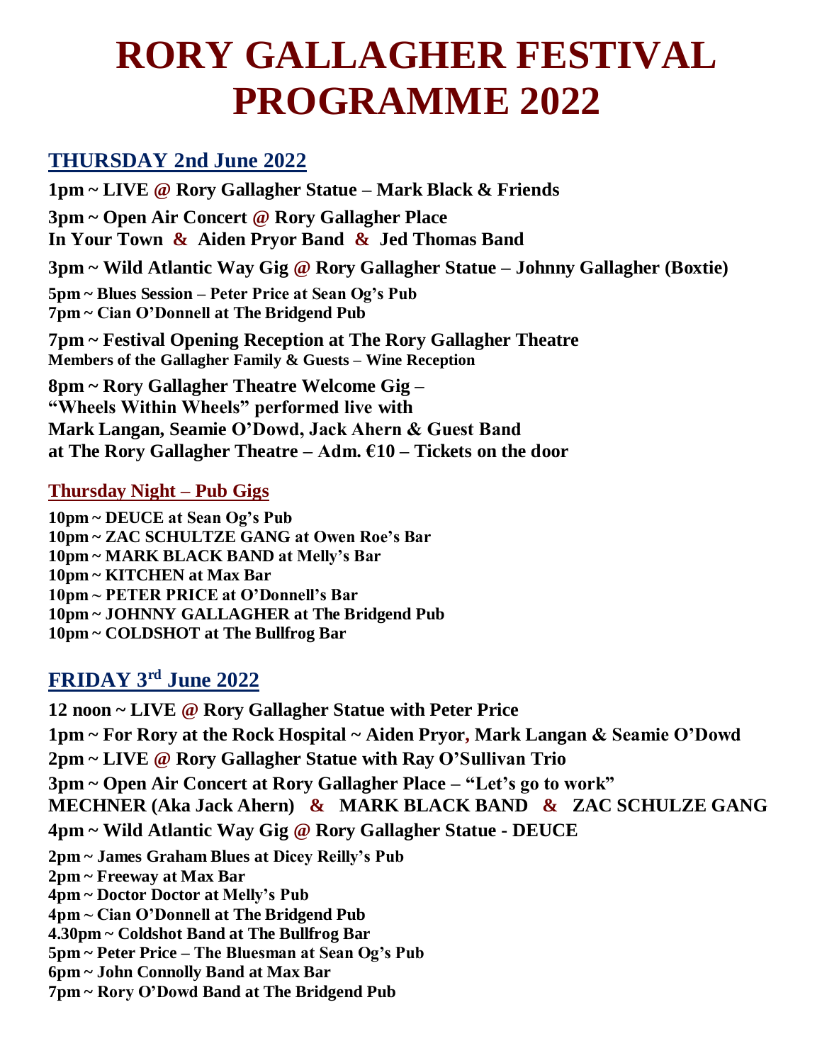# RORY GALLAGHER FESTIVAL PROGRAMME 2022

## THURSDAY 2nd June 2022

**1pm ~ LIVE @ Rory Gallagher Statue – Mark Black & Friends**

**3pm ~ Open Air Concert @ Rory Gallagher Place**
**In Your Town & Aiden Pryor Band & Jed Thomas Band**

**3pm ~ Wild Atlantic Way Gig @ Rory Gallagher Statue – Johnny Gallagher (Boxtie)**

**5pm ~ Blues Session – Peter Price at Sean Og's Pub**
**7pm ~ Cian O'Donnell at The Bridgend Pub**

**7pm ~ Festival Opening Reception at The Rory Gallagher Theatre**
**Members of the Gallagher Family & Guests – Wine Reception**

**8pm ~ Rory Gallagher Theatre Welcome Gig –**
**"Wheels Within Wheels" performed live with**
**Mark Langan, Seamie O'Dowd, Jack Ahern & Guest Band**
**at The Rory Gallagher Theatre – Adm. €10 – Tickets on the door**

### Thursday Night – Pub Gigs

**10pm ~ DEUCE at Sean Og's Pub**
**10pm ~ ZAC SCHULTZE GANG at Owen Roe's Bar**
**10pm ~ MARK BLACK BAND at Melly's Bar**
**10pm ~ KITCHEN at Max Bar**
**10pm ~ PETER PRICE at O'Donnell's Bar**
**10pm ~ JOHNNY GALLAGHER at The Bridgend Pub**
**10pm ~ COLDSHOT at The Bullfrog Bar**

## FRIDAY 3rd June 2022

**12 noon ~ LIVE @ Rory Gallagher Statue with Peter Price**

**1pm ~ For Rory at the Rock Hospital ~ Aiden Pryor, Mark Langan & Seamie O'Dowd**

**2pm ~ LIVE @ Rory Gallagher Statue with Ray O'Sullivan Trio**

**3pm ~ Open Air Concert at Rory Gallagher Place – "Let's go to work"**
**MECHNER (Aka Jack Ahern) & MARK BLACK BAND & ZAC SCHULZE GANG**

**4pm ~ Wild Atlantic Way Gig @ Rory Gallagher Statue - DEUCE**

**2pm ~ James Graham Blues at Dicey Reilly's Pub**
**2pm ~ Freeway at Max Bar**
**4pm ~ Doctor Doctor at Melly's Pub**
**4pm ~ Cian O'Donnell at The Bridgend Pub**
**4.30pm ~ Coldshot Band at The Bullfrog Bar**
**5pm ~ Peter Price – The Bluesman at Sean Og's Pub**
**6pm ~ John Connolly Band at Max Bar**
**7pm ~ Rory O'Dowd Band at The Bridgend Pub**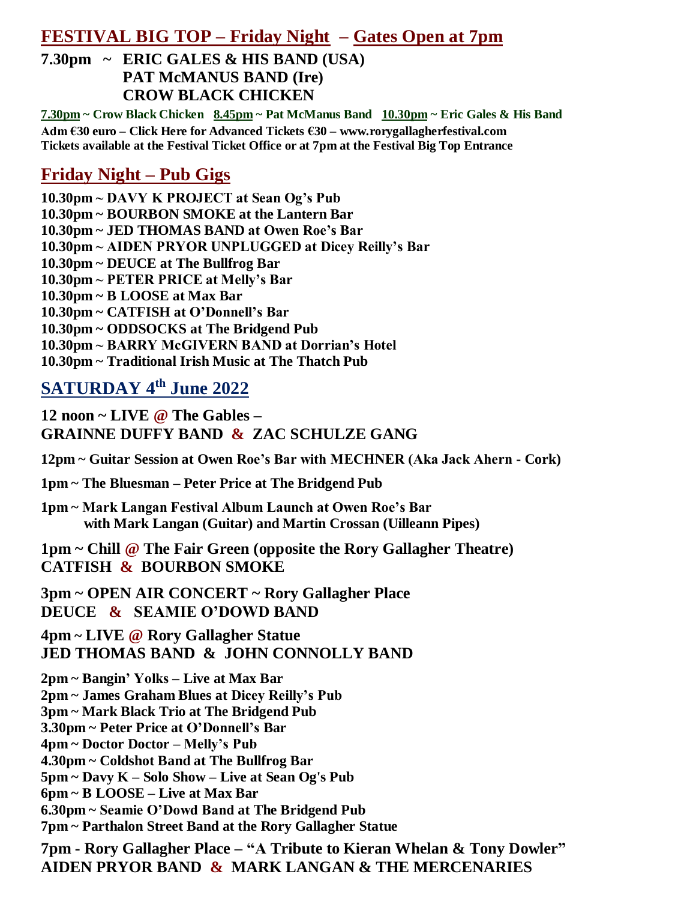## FESTIVAL BIG TOP – Friday Night – Gates Open at 7pm

**7.30pm ~ ERIC GALES & HIS BAND (USA)**
**PAT McMANUS BAND (Ire)**
**CROW BLACK CHICKEN**

**7.30pm ~ Crow Black Chicken  8.45pm ~ Pat McManus Band  10.30pm ~ Eric Gales & His Band**

**Adm €30 euro – Click Here for Advanced Tickets €30 – www.rorygallagherfestival.com**
**Tickets available at the Festival Ticket Office or at 7pm at the Festival Big Top Entrance**

## Friday Night – Pub Gigs

**10.30pm ~ DAVY K PROJECT at Sean Og's Pub**
**10.30pm ~ BOURBON SMOKE at the Lantern Bar**
**10.30pm ~ JED THOMAS BAND at Owen Roe's Bar**
**10.30pm ~ AIDEN PRYOR UNPLUGGED at Dicey Reilly's Bar**
**10.30pm ~ DEUCE at The Bullfrog Bar**
**10.30pm ~ PETER PRICE at Melly's Bar**
**10.30pm ~ B LOOSE at Max Bar**
**10.30pm ~ CATFISH at O'Donnell's Bar**
**10.30pm ~ ODDSOCKS at The Bridgend Pub**
**10.30pm ~ BARRY McGIVERN BAND at Dorrian's Hotel**
**10.30pm ~ Traditional Irish Music at The Thatch Pub**

## SATURDAY 4th June 2022

**12 noon ~ LIVE @ The Gables –**
**GRAINNE DUFFY BAND & ZAC SCHULZE GANG**

**12pm ~ Guitar Session at Owen Roe's Bar with MECHNER (Aka Jack Ahern - Cork)**

**1pm ~ The Bluesman – Peter Price at The Bridgend Pub**

**1pm ~ Mark Langan Festival Album Launch at Owen Roe's Bar**
**with Mark Langan (Guitar) and Martin Crossan (Uilleann Pipes)**

**1pm ~ Chill @ The Fair Green (opposite the Rory Gallagher Theatre)**
**CATFISH & BOURBON SMOKE**

**3pm ~ OPEN AIR CONCERT ~ Rory Gallagher Place**
**DEUCE & SEAMIE O'DOWD BAND**

**4pm ~ LIVE @ Rory Gallagher Statue**
**JED THOMAS BAND & JOHN CONNOLLY BAND**

**2pm ~ Bangin' Yolks – Live at Max Bar**
**2pm ~ James Graham Blues at Dicey Reilly's Pub**
**3pm ~ Mark Black Trio at The Bridgend Pub**
**3.30pm ~ Peter Price at O'Donnell's Bar**
**4pm ~ Doctor Doctor – Melly's Pub**
**4.30pm ~ Coldshot Band at The Bullfrog Bar**
**5pm ~ Davy K – Solo Show – Live at Sean Og's Pub**
**6pm ~ B LOOSE – Live at Max Bar**
**6.30pm ~ Seamie O'Dowd Band at The Bridgend Pub**
**7pm ~ Parthalon Street Band at the Rory Gallagher Statue**

**7pm - Rory Gallagher Place – "A Tribute to Kieran Whelan & Tony Dowler"**
**AIDEN PRYOR BAND & MARK LANGAN & THE MERCENARIES**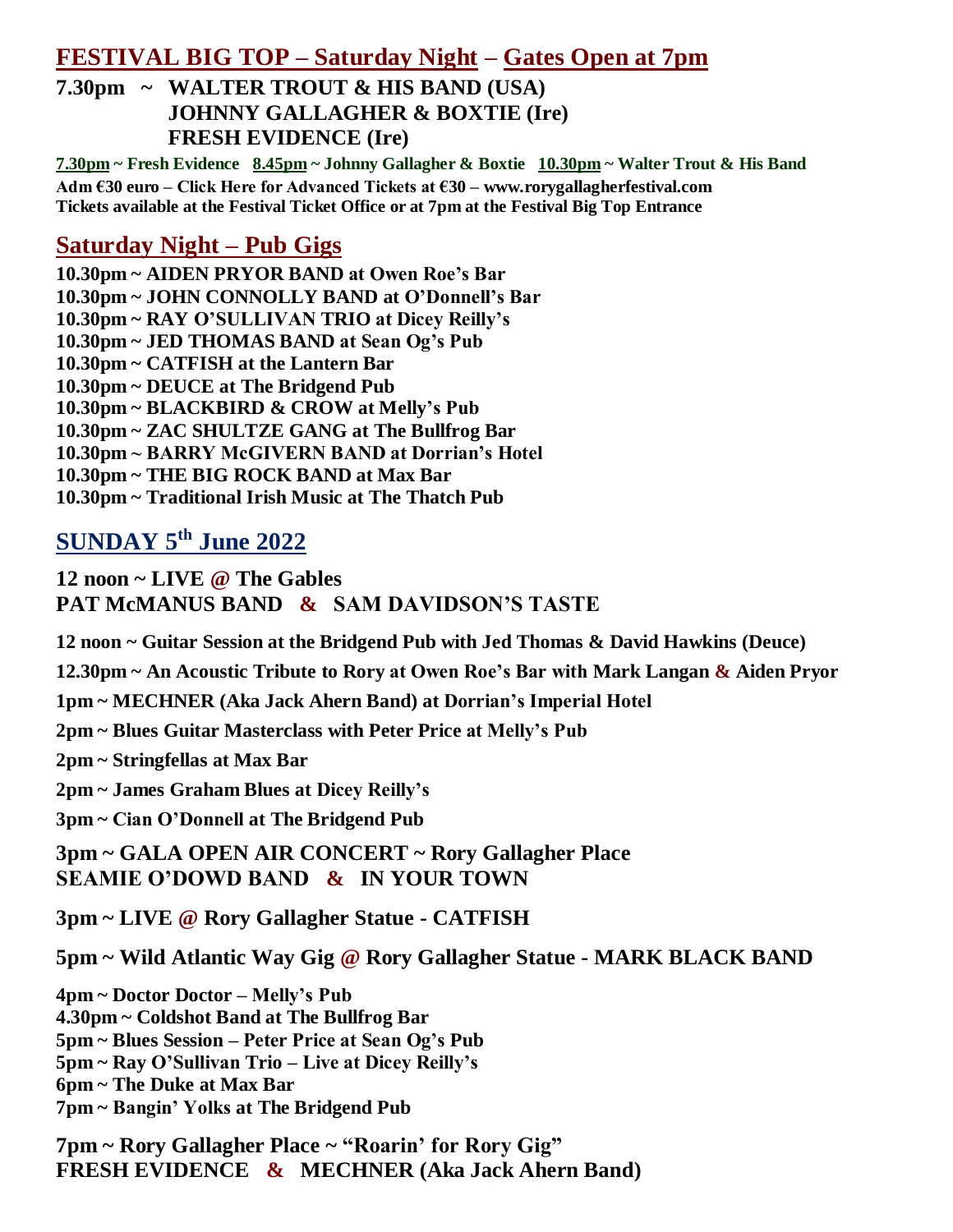## FESTIVAL BIG TOP – Saturday Night – Gates Open at 7pm

**7.30pm ~ WALTER TROUT & HIS BAND (USA)**
**JOHNNY GALLAGHER & BOXTIE (Ire)**
**FRESH EVIDENCE (Ire)**

**7.30pm ~ Fresh Evidence 8.45pm ~ Johnny Gallagher & Boxtie 10.30pm ~ Walter Trout & His Band**

**Adm €30 euro – Click Here for Advanced Tickets at €30 – www.rorygallagherfestival.com**
**Tickets available at the Festival Ticket Office or at 7pm at the Festival Big Top Entrance**

## Saturday Night – Pub Gigs

**10.30pm ~ AIDEN PRYOR BAND at Owen Roe's Bar**
**10.30pm ~ JOHN CONNOLLY BAND at O'Donnell's Bar**
**10.30pm ~ RAY O'SULLIVAN TRIO at Dicey Reilly's**
**10.30pm ~ JED THOMAS BAND at Sean Og's Pub**
**10.30pm ~ CATFISH at the Lantern Bar**
**10.30pm ~ DEUCE at The Bridgend Pub**
**10.30pm ~ BLACKBIRD & CROW at Melly's Pub**
**10.30pm ~ ZAC SHULTZE GANG at The Bullfrog Bar**
**10.30pm ~ BARRY McGIVERN BAND at Dorrian's Hotel**
**10.30pm ~ THE BIG ROCK BAND at Max Bar**
**10.30pm ~ Traditional Irish Music at The Thatch Pub**

## SUNDAY 5th June 2022

**12 noon ~ LIVE @ The Gables**
**PAT McMANUS BAND & SAM DAVIDSON'S TASTE**

**12 noon ~ Guitar Session at the Bridgend Pub with Jed Thomas & David Hawkins (Deuce)**

**12.30pm ~ An Acoustic Tribute to Rory at Owen Roe's Bar with Mark Langan & Aiden Pryor**

**1pm ~ MECHNER (Aka Jack Ahern Band) at Dorrian's Imperial Hotel**

**2pm ~ Blues Guitar Masterclass with Peter Price at Melly's Pub**

**2pm ~ Stringfellas at Max Bar**

**2pm ~ James Graham Blues at Dicey Reilly's**

**3pm ~ Cian O'Donnell at The Bridgend Pub**

**3pm ~ GALA OPEN AIR CONCERT ~ Rory Gallagher Place**
**SEAMIE O'DOWD BAND & IN YOUR TOWN**

**3pm ~ LIVE @ Rory Gallagher Statue - CATFISH**

**5pm ~ Wild Atlantic Way Gig @ Rory Gallagher Statue - MARK BLACK BAND**

**4pm ~ Doctor Doctor – Melly's Pub**
**4.30pm ~ Coldshot Band at The Bullfrog Bar**
**5pm ~ Blues Session – Peter Price at Sean Og's Pub**
**5pm ~ Ray O'Sullivan Trio – Live at Dicey Reilly's**
**6pm ~ The Duke at Max Bar**
**7pm ~ Bangin' Yolks at The Bridgend Pub**

**7pm ~ Rory Gallagher Place ~ "Roarin' for Rory Gig"**
**FRESH EVIDENCE & MECHNER (Aka Jack Ahern Band)**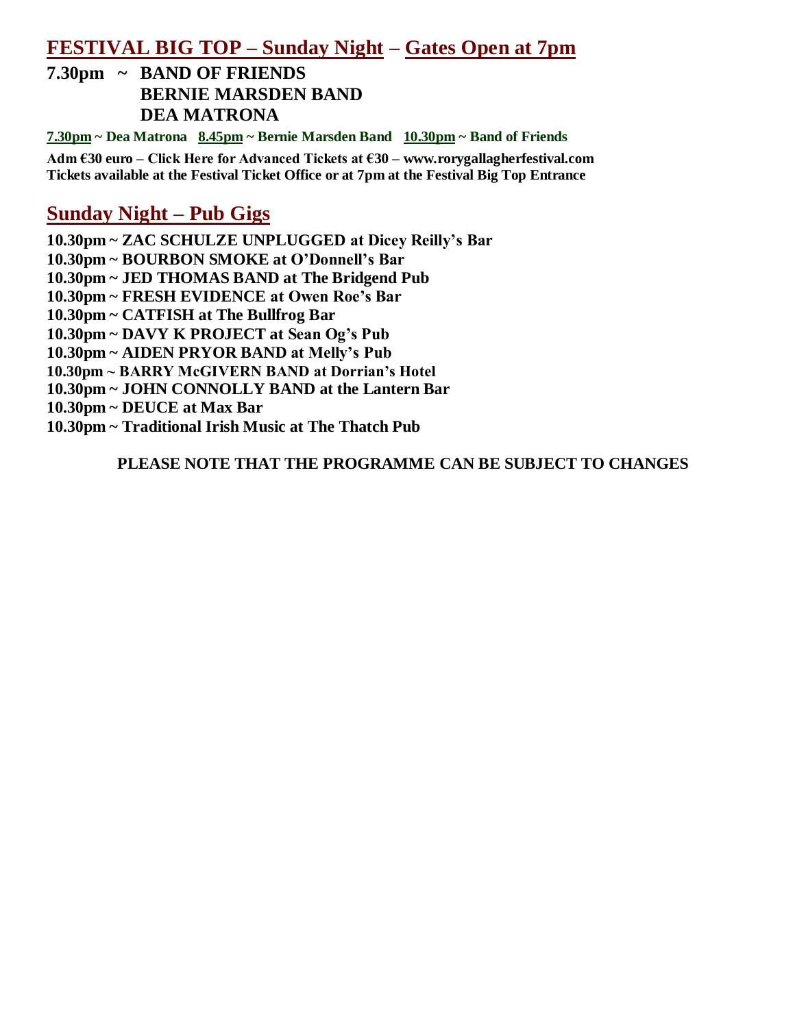## FESTIVAL BIG TOP – Sunday Night – Gates Open at 7pm

**7.30pm ~ BAND OF FRIENDS**
**BERNIE MARSDEN BAND**
**DEA MATRONA**

**7.30pm ~ Dea Matrona 8.45pm ~ Bernie Marsden Band 10.30pm ~ Band of Friends**

**Adm €30 euro – Click Here for Advanced Tickets at €30 – www.rorygallagherfestival.com**
**Tickets available at the Festival Ticket Office or at 7pm at the Festival Big Top Entrance**

## Sunday Night – Pub Gigs

**10.30pm ~ ZAC SCHULZE UNPLUGGED at Dicey Reilly's Bar**
**10.30pm ~ BOURBON SMOKE at O'Donnell's Bar**
**10.30pm ~ JED THOMAS BAND at The Bridgend Pub**
**10.30pm ~ FRESH EVIDENCE at Owen Roe's Bar**
**10.30pm ~ CATFISH at The Bullfrog Bar**
**10.30pm ~ DAVY K PROJECT at Sean Og's Pub**
**10.30pm ~ AIDEN PRYOR BAND at Melly's Pub**
**10.30pm ~ BARRY McGIVERN BAND at Dorrian's Hotel**
**10.30pm ~ JOHN CONNOLLY BAND at the Lantern Bar**
**10.30pm ~ DEUCE at Max Bar**
**10.30pm ~ Traditional Irish Music at The Thatch Pub**

**PLEASE NOTE THAT THE PROGRAMME CAN BE SUBJECT TO CHANGES**